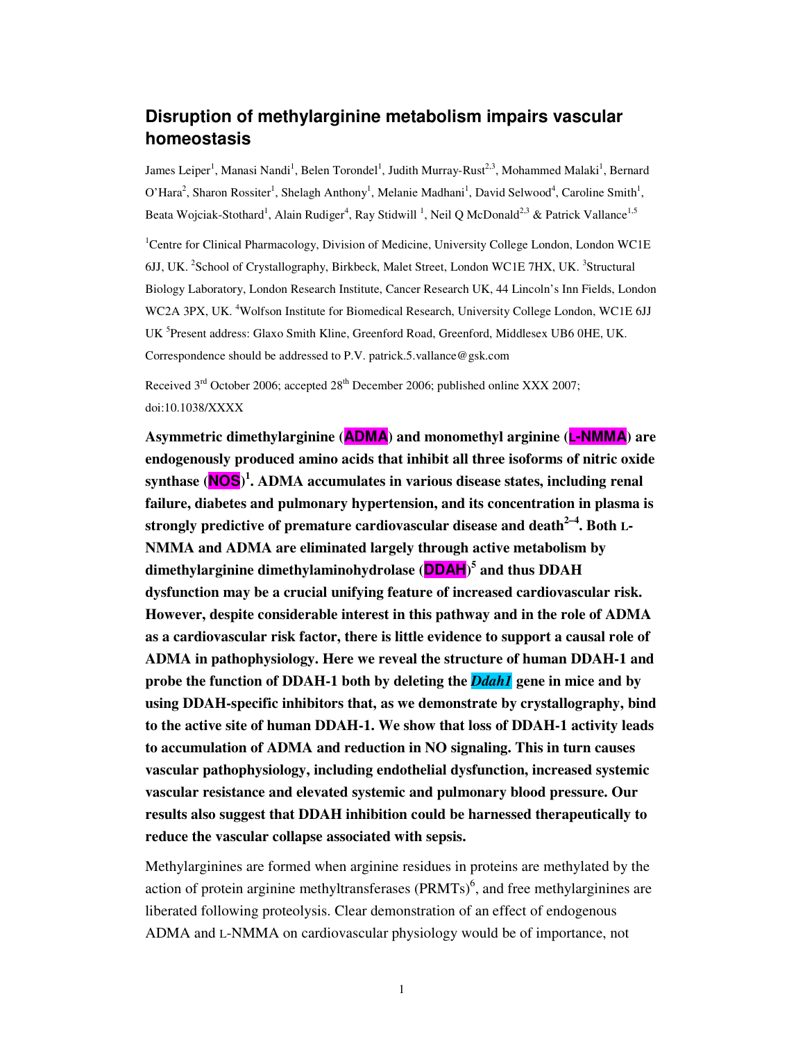# Disruption of methylarginine metabolism impairs vascular homeostasis

James Leiper[1], Manasi Nandi[1], Belen Torondel[1], Judith Murray-Rust[2,3], Mohammed Malaki[1], Bernard O'Hara[2], Sharon Rossiter[1], Shelagh Anthony[1], Melanie Madhani[1], David Selwood[4], Caroline Smith[1], Beata Wojciak-Stothard[1], Alain Rudiger[4], Ray Stidwill [1], Neil Q McDonald[2,3] & Patrick Vallance[1,5]

[1]Centre for Clinical Pharmacology, Division of Medicine, University College London, London WC1E 6JJ, UK. [2]School of Crystallography, Birkbeck, Malet Street, London WC1E 7HX, UK. [3]Structural Biology Laboratory, London Research Institute, Cancer Research UK, 44 Lincoln's Inn Fields, London WC2A 3PX, UK. [4]Wolfson Institute for Biomedical Research, University College London, WC1E 6JJ UK [5]Present address: Glaxo Smith Kline, Greenford Road, Greenford, Middlesex UB6 0HE, UK. Correspondence should be addressed to P.V. patrick.5.vallance@gsk.com

Received 3rd October 2006; accepted 28th December 2006; published online XXX 2007; doi:10.1038/XXXX

**Asymmetric dimethylarginine (ADMA) and monomethyl arginine (L-NMMA) are endogenously produced amino acids that inhibit all three isoforms of nitric oxide synthase (NOS)[1]. ADMA accumulates in various disease states, including renal failure, diabetes and pulmonary hypertension, and its concentration in plasma is strongly predictive of premature cardiovascular disease and death[2–4]. Both L-NMMA and ADMA are eliminated largely through active metabolism by dimethylarginine dimethylaminohydrolase (DDAH)[5] and thus DDAH dysfunction may be a crucial unifying feature of increased cardiovascular risk. However, despite considerable interest in this pathway and in the role of ADMA as a cardiovascular risk factor, there is little evidence to support a causal role of ADMA in pathophysiology. Here we reveal the structure of human DDAH-1 and probe the function of DDAH-1 both by deleting the *Ddah1* gene in mice and by using DDAH-specific inhibitors that, as we demonstrate by crystallography, bind to the active site of human DDAH-1. We show that loss of DDAH-1 activity leads to accumulation of ADMA and reduction in NO signaling. This in turn causes vascular pathophysiology, including endothelial dysfunction, increased systemic vascular resistance and elevated systemic and pulmonary blood pressure. Our results also suggest that DDAH inhibition could be harnessed therapeutically to reduce the vascular collapse associated with sepsis.**

Methylarginines are formed when arginine residues in proteins are methylated by the action of protein arginine methyltransferases (PRMTs)[6], and free methylarginines are liberated following proteolysis. Clear demonstration of an effect of endogenous ADMA and L-NMMA on cardiovascular physiology would be of importance, not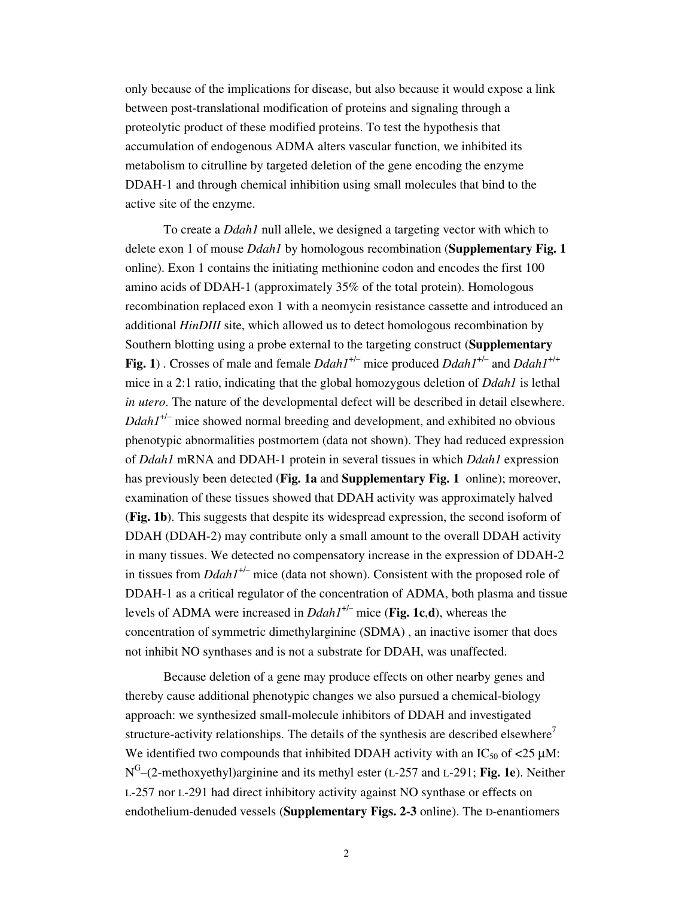only because of the implications for disease, but also because it would expose a link between post-translational modification of proteins and signaling through a proteolytic product of these modified proteins. To test the hypothesis that accumulation of endogenous ADMA alters vascular function, we inhibited its metabolism to citrulline by targeted deletion of the gene encoding the enzyme DDAH-1 and through chemical inhibition using small molecules that bind to the active site of the enzyme.

To create a *Ddah1* null allele, we designed a targeting vector with which to delete exon 1 of mouse *Ddah1* by homologous recombination (**Supplementary Fig. 1** online). Exon 1 contains the initiating methionine codon and encodes the first 100 amino acids of DDAH-1 (approximately 35% of the total protein). Homologous recombination replaced exon 1 with a neomycin resistance cassette and introduced an additional *HinDIII* site, which allowed us to detect homologous recombination by Southern blotting using a probe external to the targeting construct (**Supplementary Fig. 1**) . Crosses of male and female *Ddah1*$^{+/-}$ mice produced *Ddah1*$^{+/-}$ and *Ddah1*$^{+/+}$ mice in a 2:1 ratio, indicating that the global homozygous deletion of *Ddah1* is lethal *in utero*. The nature of the developmental defect will be described in detail elsewhere. *Ddah1*$^{+/-}$ mice showed normal breeding and development, and exhibited no obvious phenotypic abnormalities postmortem (data not shown). They had reduced expression of *Ddah1* mRNA and DDAH-1 protein in several tissues in which *Ddah1* expression has previously been detected (**Fig. 1a** and **Supplementary Fig. 1** online); moreover, examination of these tissues showed that DDAH activity was approximately halved (**Fig. 1b**). This suggests that despite its widespread expression, the second isoform of DDAH (DDAH-2) may contribute only a small amount to the overall DDAH activity in many tissues. We detected no compensatory increase in the expression of DDAH-2 in tissues from *Ddah1*$^{+/-}$ mice (data not shown). Consistent with the proposed role of DDAH-1 as a critical regulator of the concentration of ADMA, both plasma and tissue levels of ADMA were increased in *Ddah1*$^{+/-}$ mice (**Fig. 1c**,**d**), whereas the concentration of symmetric dimethylarginine (SDMA) , an inactive isomer that does not inhibit NO synthases and is not a substrate for DDAH, was unaffected.

Because deletion of a gene may produce effects on other nearby genes and thereby cause additional phenotypic changes we also pursued a chemical-biology approach: we synthesized small-molecule inhibitors of DDAH and investigated structure-activity relationships. The details of the synthesis are described elsewhere[7] We identified two compounds that inhibited DDAH activity with an $IC_{50}$ of <25 μM: $N^G$–(2-methoxyethyl)arginine and its methyl ester (L-257 and L-291; **Fig. 1e**). Neither L-257 nor L-291 had direct inhibitory activity against NO synthase or effects on endothelium-denuded vessels (**Supplementary Figs. 2-3** online). The D-enantiomers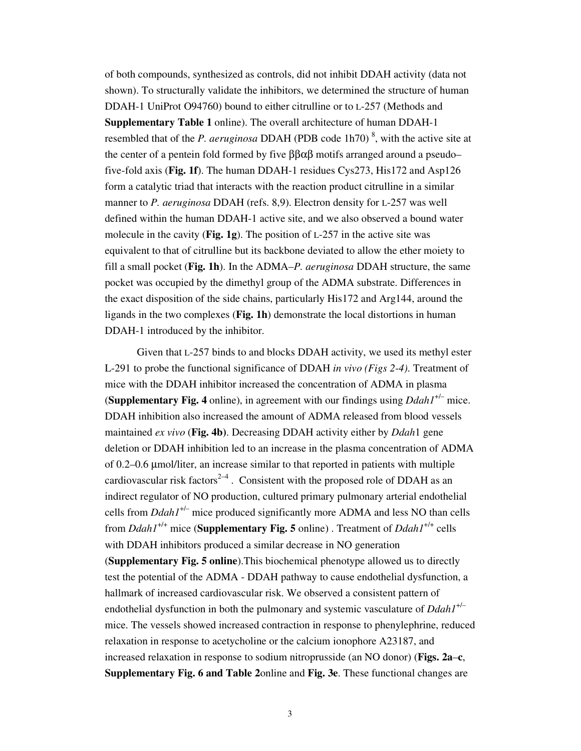of both compounds, synthesized as controls, did not inhibit DDAH activity (data not shown). To structurally validate the inhibitors, we determined the structure of human DDAH-1 UniProt O94760) bound to either citrulline or to L-257 (Methods and **Supplementary Table 1** online). The overall architecture of human DDAH-1 resembled that of the *P. aeruginosa* DDAH (PDB code 1h70) [8], with the active site at the center of a pentein fold formed by five ββαβ motifs arranged around a pseudo–five-fold axis (**Fig. 1f**). The human DDAH-1 residues Cys273, His172 and Asp126 form a catalytic triad that interacts with the reaction product citrulline in a similar manner to *P. aeruginosa* DDAH (refs. 8,9). Electron density for L-257 was well defined within the human DDAH-1 active site, and we also observed a bound water molecule in the cavity (**Fig. 1g**). The position of L-257 in the active site was equivalent to that of citrulline but its backbone deviated to allow the ether moiety to fill a small pocket (**Fig. 1h**). In the ADMA–*P. aeruginosa* DDAH structure, the same pocket was occupied by the dimethyl group of the ADMA substrate. Differences in the exact disposition of the side chains, particularly His172 and Arg144, around the ligands in the two complexes (**Fig. 1h**) demonstrate the local distortions in human DDAH-1 introduced by the inhibitor.

Given that L-257 binds to and blocks DDAH activity, we used its methyl ester L-291 to probe the functional significance of DDAH *in vivo (Figs 2-4).* Treatment of mice with the DDAH inhibitor increased the concentration of ADMA in plasma (**Supplementary Fig. 4** online), in agreement with our findings using *Ddah1*$^{+/-}$ mice. DDAH inhibition also increased the amount of ADMA released from blood vessels maintained *ex vivo* (**Fig. 4b**). Decreasing DDAH activity either by *Ddah*1 gene deletion or DDAH inhibition led to an increase in the plasma concentration of ADMA of 0.2–0.6 μmol/liter, an increase similar to that reported in patients with multiple cardiovascular risk factors[2–4]. Consistent with the proposed role of DDAH as an indirect regulator of NO production, cultured primary pulmonary arterial endothelial cells from *Ddah1*$^{+/-}$ mice produced significantly more ADMA and less NO than cells from *Ddah1*$^{+/+}$ mice (**Supplementary Fig. 5** online) . Treatment of *Ddah1*$^{+/+}$ cells with DDAH inhibitors produced a similar decrease in NO generation (**Supplementary Fig. 5 online**).This biochemical phenotype allowed us to directly test the potential of the ADMA - DDAH pathway to cause endothelial dysfunction, a hallmark of increased cardiovascular risk. We observed a consistent pattern of endothelial dysfunction in both the pulmonary and systemic vasculature of *Ddah1*$^{+/-}$ mice. The vessels showed increased contraction in response to phenylephrine, reduced relaxation in response to acetycholine or the calcium ionophore A23187, and increased relaxation in response to sodium nitroprusside (an NO donor) (**Figs. 2a–c**, **Supplementary Fig. 6 and Table 2**online and **Fig. 3e**. These functional changes are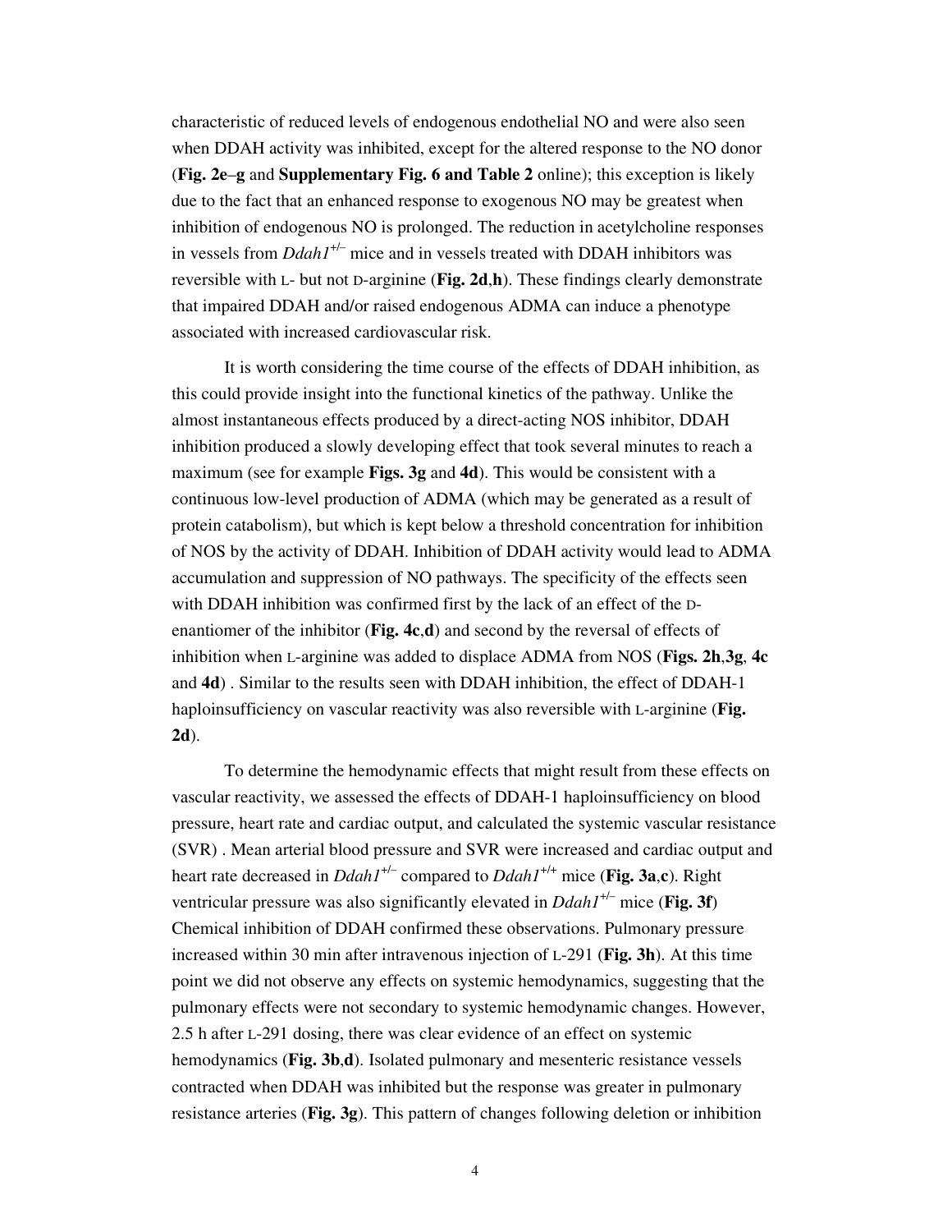characteristic of reduced levels of endogenous endothelial NO and were also seen when DDAH activity was inhibited, except for the altered response to the NO donor (**Fig. 2e**–**g** and **Supplementary Fig. 6 and Table 2** online); this exception is likely due to the fact that an enhanced response to exogenous NO may be greatest when inhibition of endogenous NO is prolonged. The reduction in acetylcholine responses in vessels from *Ddah1*$^{+/-}$ mice and in vessels treated with DDAH inhibitors was reversible with L- but not D-arginine (**Fig. 2d**,**h**). These findings clearly demonstrate that impaired DDAH and/or raised endogenous ADMA can induce a phenotype associated with increased cardiovascular risk.

It is worth considering the time course of the effects of DDAH inhibition, as this could provide insight into the functional kinetics of the pathway. Unlike the almost instantaneous effects produced by a direct-acting NOS inhibitor, DDAH inhibition produced a slowly developing effect that took several minutes to reach a maximum (see for example **Figs. 3g** and **4d**). This would be consistent with a continuous low-level production of ADMA (which may be generated as a result of protein catabolism), but which is kept below a threshold concentration for inhibition of NOS by the activity of DDAH. Inhibition of DDAH activity would lead to ADMA accumulation and suppression of NO pathways. The specificity of the effects seen with DDAH inhibition was confirmed first by the lack of an effect of the D-enantiomer of the inhibitor (**Fig. 4c**,**d**) and second by the reversal of effects of inhibition when L-arginine was added to displace ADMA from NOS (**Figs. 2h**,**3g**, **4c** and **4d**) . Similar to the results seen with DDAH inhibition, the effect of DDAH-1 haploinsufficiency on vascular reactivity was also reversible with L-arginine (**Fig. 2d**).

To determine the hemodynamic effects that might result from these effects on vascular reactivity, we assessed the effects of DDAH-1 haploinsufficiency on blood pressure, heart rate and cardiac output, and calculated the systemic vascular resistance (SVR) . Mean arterial blood pressure and SVR were increased and cardiac output and heart rate decreased in *Ddah1*$^{+/-}$ compared to *Ddah1*$^{+/+}$ mice (**Fig. 3a**,**c**). Right ventricular pressure was also significantly elevated in *Ddah1*$^{+/-}$ mice (**Fig. 3f**) Chemical inhibition of DDAH confirmed these observations. Pulmonary pressure increased within 30 min after intravenous injection of L-291 (**Fig. 3h**). At this time point we did not observe any effects on systemic hemodynamics, suggesting that the pulmonary effects were not secondary to systemic hemodynamic changes. However, 2.5 h after L-291 dosing, there was clear evidence of an effect on systemic hemodynamics (**Fig. 3b**,**d**). Isolated pulmonary and mesenteric resistance vessels contracted when DDAH was inhibited but the response was greater in pulmonary resistance arteries (**Fig. 3g**). This pattern of changes following deletion or inhibition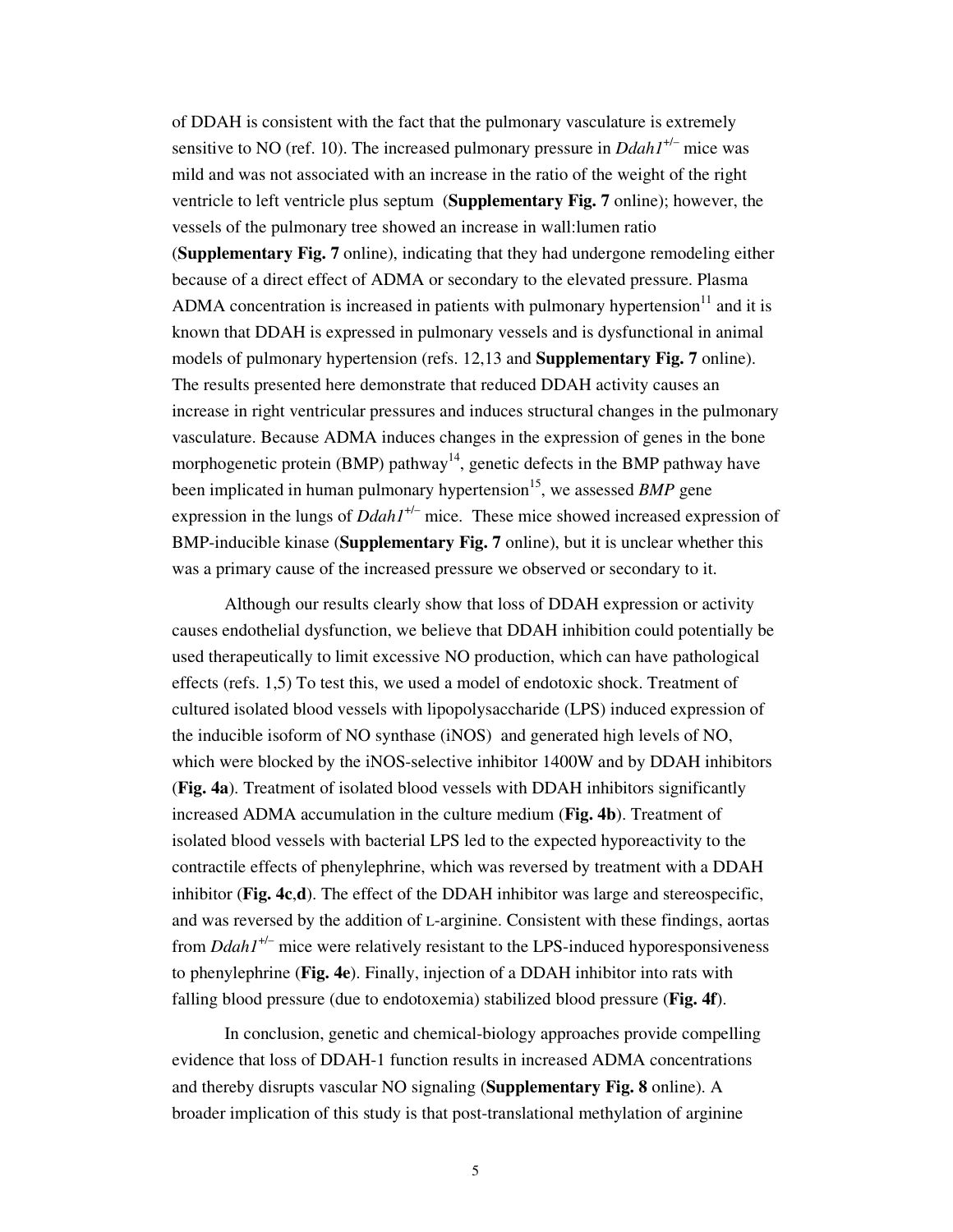of DDAH is consistent with the fact that the pulmonary vasculature is extremely sensitive to NO (ref. 10). The increased pulmonary pressure in *Ddah1*$^{+/-}$ mice was mild and was not associated with an increase in the ratio of the weight of the right ventricle to left ventricle plus septum (**Supplementary Fig. 7** online); however, the vessels of the pulmonary tree showed an increase in wall:lumen ratio (**Supplementary Fig. 7** online), indicating that they had undergone remodeling either because of a direct effect of ADMA or secondary to the elevated pressure. Plasma ADMA concentration is increased in patients with pulmonary hypertension[11] and it is known that DDAH is expressed in pulmonary vessels and is dysfunctional in animal models of pulmonary hypertension (refs. 12,13 and **Supplementary Fig. 7** online). The results presented here demonstrate that reduced DDAH activity causes an increase in right ventricular pressures and induces structural changes in the pulmonary vasculature. Because ADMA induces changes in the expression of genes in the bone morphogenetic protein (BMP) pathway[14], genetic defects in the BMP pathway have been implicated in human pulmonary hypertension[15], we assessed *BMP* gene expression in the lungs of *Ddah1*$^{+/-}$ mice. These mice showed increased expression of BMP-inducible kinase (**Supplementary Fig. 7** online), but it is unclear whether this was a primary cause of the increased pressure we observed or secondary to it.

Although our results clearly show that loss of DDAH expression or activity causes endothelial dysfunction, we believe that DDAH inhibition could potentially be used therapeutically to limit excessive NO production, which can have pathological effects (refs. 1,5) To test this, we used a model of endotoxic shock. Treatment of cultured isolated blood vessels with lipopolysaccharide (LPS) induced expression of the inducible isoform of NO synthase (iNOS) and generated high levels of NO, which were blocked by the iNOS-selective inhibitor 1400W and by DDAH inhibitors (**Fig. 4a**). Treatment of isolated blood vessels with DDAH inhibitors significantly increased ADMA accumulation in the culture medium (**Fig. 4b**). Treatment of isolated blood vessels with bacterial LPS led to the expected hyporeactivity to the contractile effects of phenylephrine, which was reversed by treatment with a DDAH inhibitor (**Fig. 4c**,**d**). The effect of the DDAH inhibitor was large and stereospecific, and was reversed by the addition of L-arginine. Consistent with these findings, aortas from *Ddah1*$^{+/-}$ mice were relatively resistant to the LPS-induced hyporesponsiveness to phenylephrine (**Fig. 4e**). Finally, injection of a DDAH inhibitor into rats with falling blood pressure (due to endotoxemia) stabilized blood pressure (**Fig. 4f**).

In conclusion, genetic and chemical-biology approaches provide compelling evidence that loss of DDAH-1 function results in increased ADMA concentrations and thereby disrupts vascular NO signaling (**Supplementary Fig. 8** online). A broader implication of this study is that post-translational methylation of arginine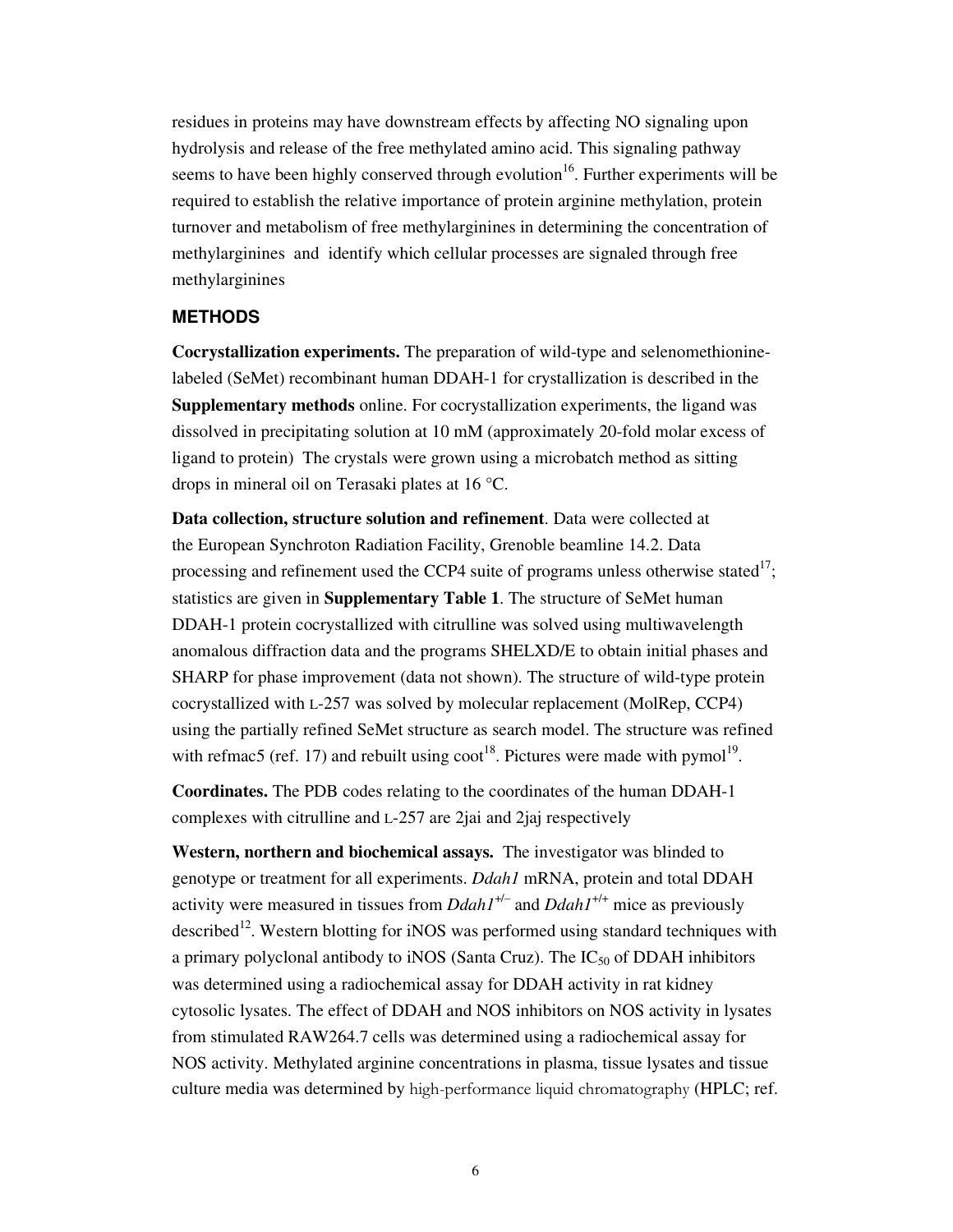residues in proteins may have downstream effects by affecting NO signaling upon hydrolysis and release of the free methylated amino acid. This signaling pathway seems to have been highly conserved through evolution[16]. Further experiments will be required to establish the relative importance of protein arginine methylation, protein turnover and metabolism of free methylarginines in determining the concentration of methylarginines and identify which cellular processes are signaled through free methylarginines

## METHODS

**Cocrystallization experiments.** The preparation of wild-type and selenomethionine-labeled (SeMet) recombinant human DDAH-1 for crystallization is described in the **Supplementary methods** online. For cocrystallization experiments, the ligand was dissolved in precipitating solution at 10 mM (approximately 20-fold molar excess of ligand to protein) The crystals were grown using a microbatch method as sitting drops in mineral oil on Terasaki plates at 16 °C.

**Data collection, structure solution and refinement**. Data were collected at the European Synchroton Radiation Facility, Grenoble beamline 14.2. Data processing and refinement used the CCP4 suite of programs unless otherwise stated[17]; statistics are given in **Supplementary Table 1**. The structure of SeMet human DDAH-1 protein cocrystallized with citrulline was solved using multiwavelength anomalous diffraction data and the programs SHELXD/E to obtain initial phases and SHARP for phase improvement (data not shown). The structure of wild-type protein cocrystallized with L-257 was solved by molecular replacement (MolRep, CCP4) using the partially refined SeMet structure as search model. The structure was refined with refmac5 (ref. 17) and rebuilt using coot[18]. Pictures were made with pymol[19].

**Coordinates.** The PDB codes relating to the coordinates of the human DDAH-1 complexes with citrulline and L-257 are 2jai and 2jaj respectively

**Western, northern and biochemical assays.** The investigator was blinded to genotype or treatment for all experiments. *Ddah1* mRNA, protein and total DDAH activity were measured in tissues from $Ddah1^{+/-}$ and $Ddah1^{+/+}$ mice as previously described[12]. Western blotting for iNOS was performed using standard techniques with a primary polyclonal antibody to iNOS (Santa Cruz). The $IC_{50}$ of DDAH inhibitors was determined using a radiochemical assay for DDAH activity in rat kidney cytosolic lysates. The effect of DDAH and NOS inhibitors on NOS activity in lysates from stimulated RAW264.7 cells was determined using a radiochemical assay for NOS activity. Methylated arginine concentrations in plasma, tissue lysates and tissue culture media was determined by high-performance liquid chromatography (HPLC; ref.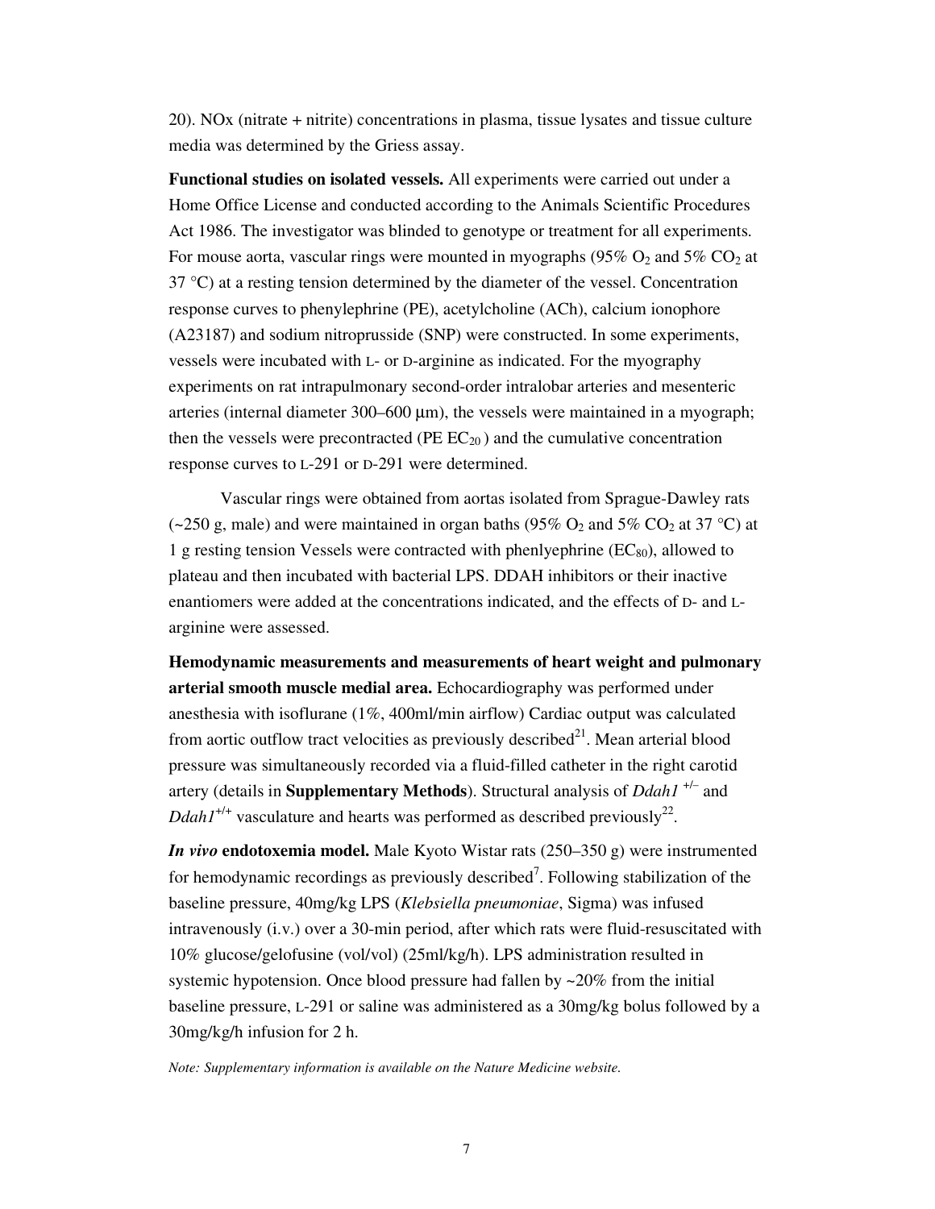20). NOx (nitrate + nitrite) concentrations in plasma, tissue lysates and tissue culture media was determined by the Griess assay.

**Functional studies on isolated vessels.** All experiments were carried out under a Home Office License and conducted according to the Animals Scientific Procedures Act 1986. The investigator was blinded to genotype or treatment for all experiments. For mouse aorta, vascular rings were mounted in myographs (95% $O_2$ and 5% $CO_2$ at 37 °C) at a resting tension determined by the diameter of the vessel. Concentration response curves to phenylephrine (PE), acetylcholine (ACh), calcium ionophore (A23187) and sodium nitroprusside (SNP) were constructed. In some experiments, vessels were incubated with L- or D-arginine as indicated. For the myography experiments on rat intrapulmonary second-order intralobar arteries and mesenteric arteries (internal diameter 300–600 μm), the vessels were maintained in a myograph; then the vessels were precontracted (PE $EC_{20}$ ) and the cumulative concentration response curves to L-291 or D-291 were determined.

Vascular rings were obtained from aortas isolated from Sprague-Dawley rats (~250 g, male) and were maintained in organ baths (95% $O_2$ and 5% $CO_2$ at 37 °C) at 1 g resting tension Vessels were contracted with phenlyephrine ($EC_{80}$), allowed to plateau and then incubated with bacterial LPS. DDAH inhibitors or their inactive enantiomers were added at the concentrations indicated, and the effects of D- and L-arginine were assessed.

**Hemodynamic measurements and measurements of heart weight and pulmonary arterial smooth muscle medial area.** Echocardiography was performed under anesthesia with isoflurane (1%, 400ml/min airflow) Cardiac output was calculated from aortic outflow tract velocities as previously described[21]. Mean arterial blood pressure was simultaneously recorded via a fluid-filled catheter in the right carotid artery (details in **Supplementary Methods**). Structural analysis of *Ddah1* $^{+/-}$ and *Ddah1*$^{+/+}$ vasculature and hearts was performed as described previously[22].

***In vivo* endotoxemia model.** Male Kyoto Wistar rats (250–350 g) were instrumented for hemodynamic recordings as previously described[7]. Following stabilization of the baseline pressure, 40mg/kg LPS (*Klebsiella pneumoniae*, Sigma) was infused intravenously (i.v.) over a 30-min period, after which rats were fluid-resuscitated with 10% glucose/gelofusine (vol/vol) (25ml/kg/h). LPS administration resulted in systemic hypotension. Once blood pressure had fallen by ~20% from the initial baseline pressure, L-291 or saline was administered as a 30mg/kg bolus followed by a 30mg/kg/h infusion for 2 h.

*Note: Supplementary information is available on the Nature Medicine website.*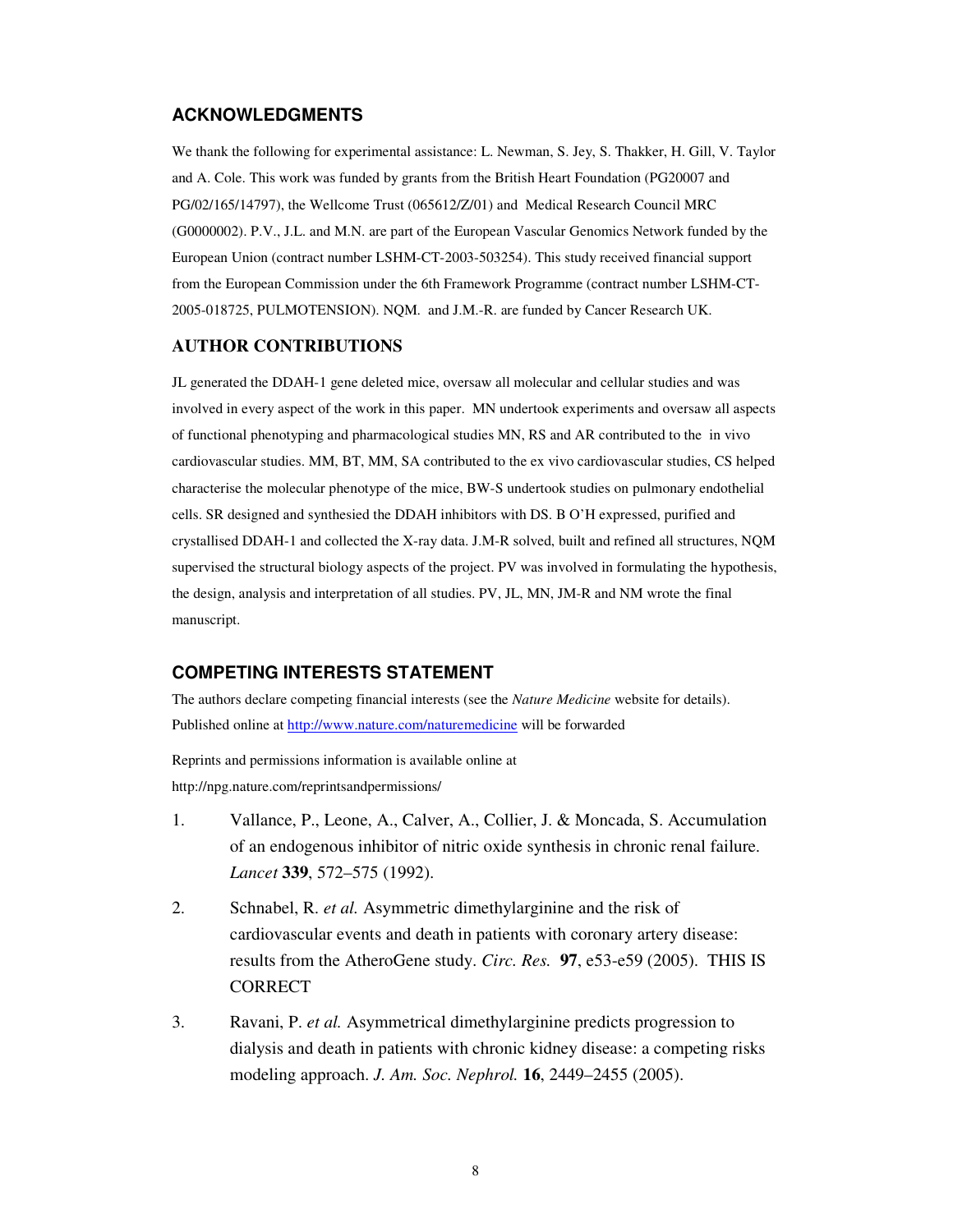## ACKNOWLEDGMENTS

We thank the following for experimental assistance: L. Newman, S. Jey, S. Thakker, H. Gill, V. Taylor and A. Cole. This work was funded by grants from the British Heart Foundation (PG20007 and PG/02/165/14797), the Wellcome Trust (065612/Z/01) and Medical Research Council MRC (G0000002). P.V., J.L. and M.N. are part of the European Vascular Genomics Network funded by the European Union (contract number LSHM-CT-2003-503254). This study received financial support from the European Commission under the 6th Framework Programme (contract number LSHM-CT-2005-018725, PULMOTENSION). NQM. and J.M.-R. are funded by Cancer Research UK.

## AUTHOR CONTRIBUTIONS

JL generated the DDAH-1 gene deleted mice, oversaw all molecular and cellular studies and was involved in every aspect of the work in this paper. MN undertook experiments and oversaw all aspects of functional phenotyping and pharmacological studies MN, RS and AR contributed to the in vivo cardiovascular studies. MM, BT, MM, SA contributed to the ex vivo cardiovascular studies, CS helped characterise the molecular phenotype of the mice, BW-S undertook studies on pulmonary endothelial cells. SR designed and synthesied the DDAH inhibitors with DS. B O'H expressed, purified and crystallised DDAH-1 and collected the X-ray data. J.M-R solved, built and refined all structures, NQM supervised the structural biology aspects of the project. PV was involved in formulating the hypothesis, the design, analysis and interpretation of all studies. PV, JL, MN, JM-R and NM wrote the final manuscript.

## COMPETING INTERESTS STATEMENT

The authors declare competing financial interests (see the *Nature Medicine* website for details). Published online at http://www.nature.com/naturemedicine will be forwarded

Reprints and permissions information is available online at http://npg.nature.com/reprintsandpermissions/

1. Vallance, P., Leone, A., Calver, A., Collier, J. & Moncada, S. Accumulation of an endogenous inhibitor of nitric oxide synthesis in chronic renal failure. *Lancet* **339**, 572–575 (1992).

2. Schnabel, R. *et al.* Asymmetric dimethylarginine and the risk of cardiovascular events and death in patients with coronary artery disease: results from the AtheroGene study. *Circ. Res.* **97**, e53-e59 (2005). THIS IS CORRECT

3. Ravani, P. *et al.* Asymmetrical dimethylarginine predicts progression to dialysis and death in patients with chronic kidney disease: a competing risks modeling approach. *J. Am. Soc. Nephrol.* **16**, 2449–2455 (2005).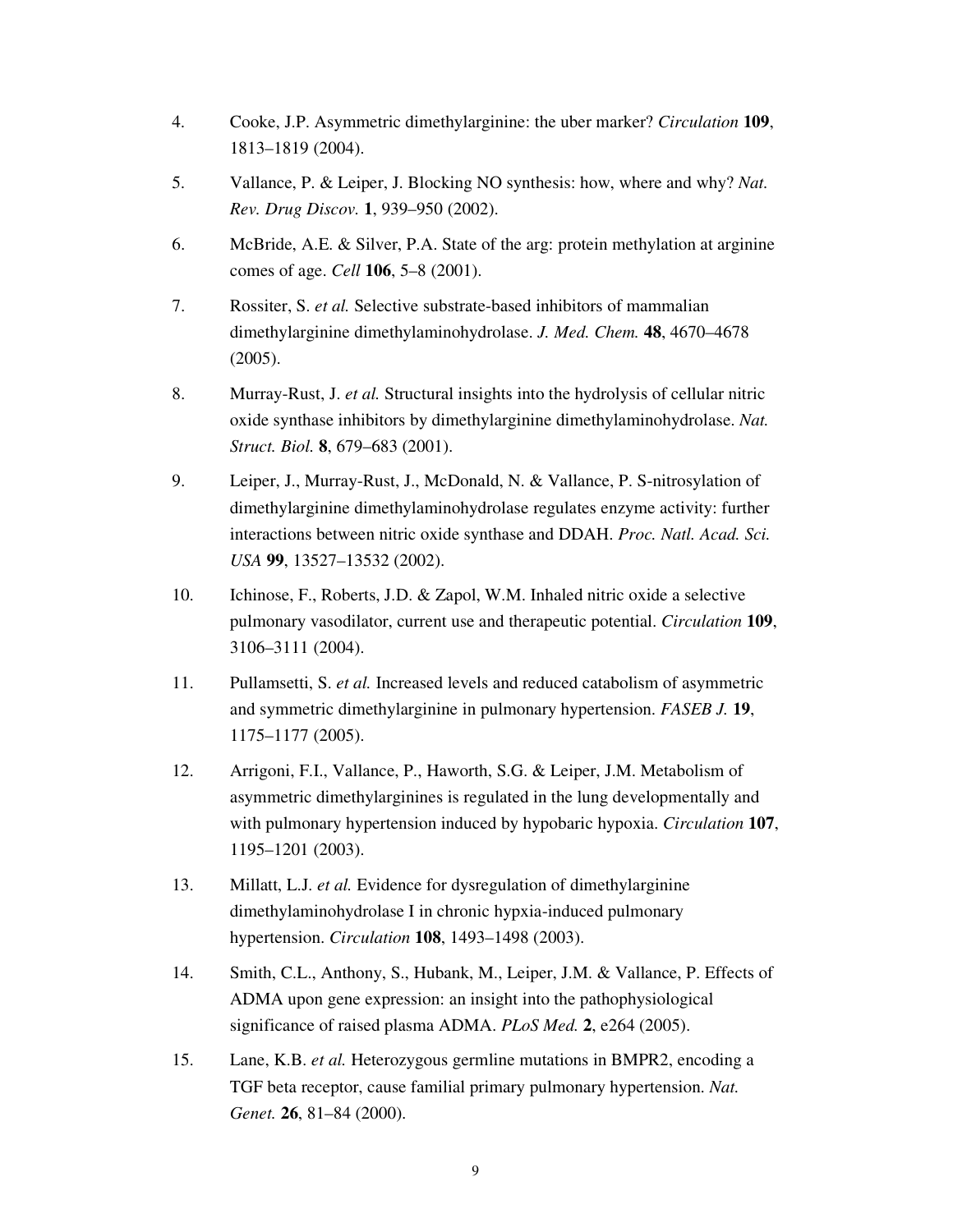4. Cooke, J.P. Asymmetric dimethylarginine: the uber marker? *Circulation* **109**, 1813–1819 (2004).

5. Vallance, P. & Leiper, J. Blocking NO synthesis: how, where and why? *Nat. Rev. Drug Discov.* **1**, 939–950 (2002).

6. McBride, A.E. & Silver, P.A. State of the arg: protein methylation at arginine comes of age. *Cell* **106**, 5–8 (2001).

7. Rossiter, S. *et al.* Selective substrate-based inhibitors of mammalian dimethylarginine dimethylaminohydrolase. *J. Med. Chem.* **48**, 4670–4678 (2005).

8. Murray-Rust, J. *et al.* Structural insights into the hydrolysis of cellular nitric oxide synthase inhibitors by dimethylarginine dimethylaminohydrolase. *Nat. Struct. Biol.* **8**, 679–683 (2001).

9. Leiper, J., Murray-Rust, J., McDonald, N. & Vallance, P. S-nitrosylation of dimethylarginine dimethylaminohydrolase regulates enzyme activity: further interactions between nitric oxide synthase and DDAH. *Proc. Natl. Acad. Sci. USA* **99**, 13527–13532 (2002).

10. Ichinose, F., Roberts, J.D. & Zapol, W.M. Inhaled nitric oxide a selective pulmonary vasodilator, current use and therapeutic potential. *Circulation* **109**, 3106–3111 (2004).

11. Pullamsetti, S. *et al.* Increased levels and reduced catabolism of asymmetric and symmetric dimethylarginine in pulmonary hypertension. *FASEB J.* **19**, 1175–1177 (2005).

12. Arrigoni, F.I., Vallance, P., Haworth, S.G. & Leiper, J.M. Metabolism of asymmetric dimethylarginines is regulated in the lung developmentally and with pulmonary hypertension induced by hypobaric hypoxia. *Circulation* **107**, 1195–1201 (2003).

13. Millatt, L.J. *et al.* Evidence for dysregulation of dimethylarginine dimethylaminohydrolase I in chronic hypxia-induced pulmonary hypertension. *Circulation* **108**, 1493–1498 (2003).

14. Smith, C.L., Anthony, S., Hubank, M., Leiper, J.M. & Vallance, P. Effects of ADMA upon gene expression: an insight into the pathophysiological significance of raised plasma ADMA. *PLoS Med.* **2**, e264 (2005).

15. Lane, K.B. *et al.* Heterozygous germline mutations in BMPR2, encoding a TGF beta receptor, cause familial primary pulmonary hypertension. *Nat. Genet.* **26**, 81–84 (2000).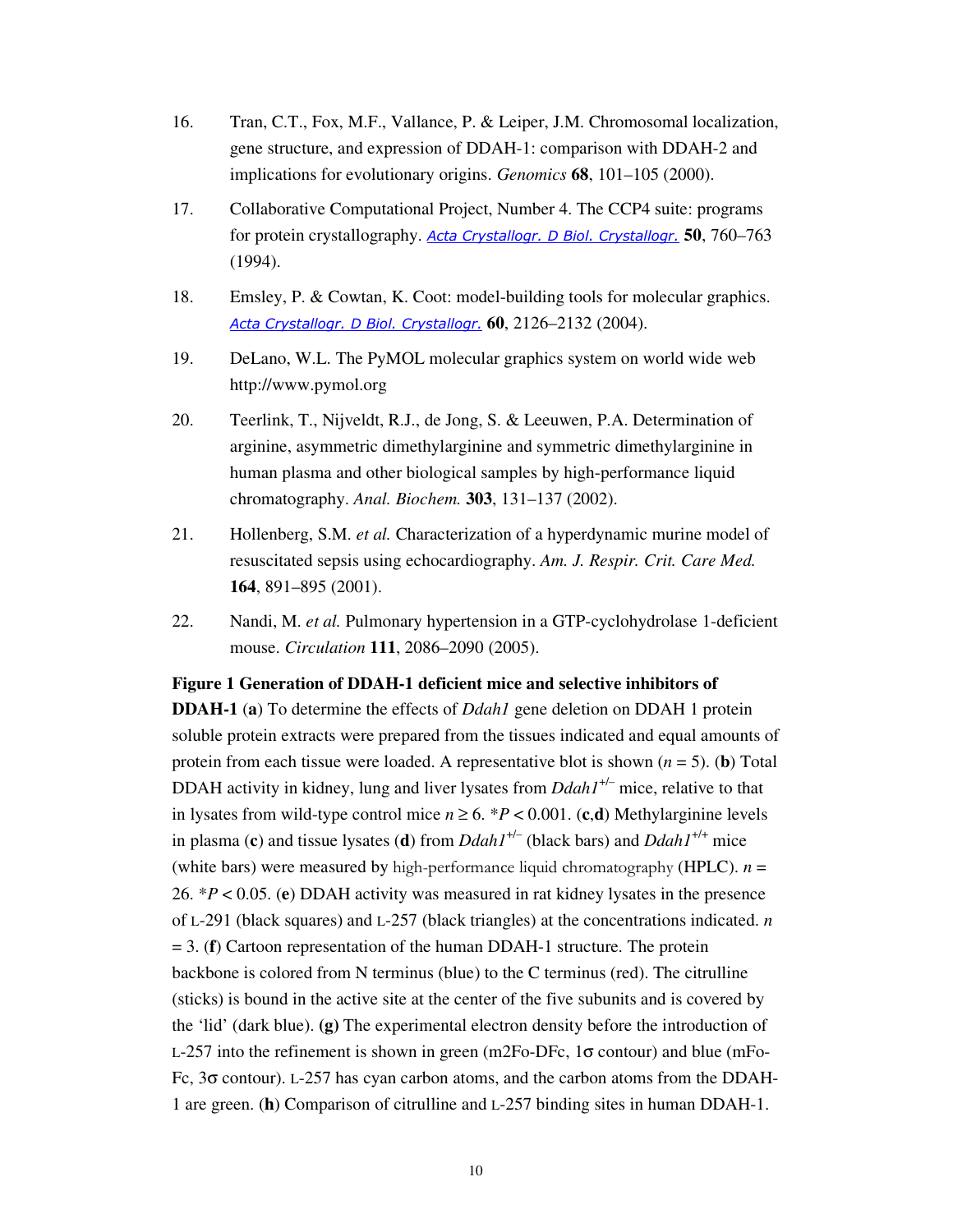16. Tran, C.T., Fox, M.F., Vallance, P. & Leiper, J.M. Chromosomal localization, gene structure, and expression of DDAH-1: comparison with DDAH-2 and implications for evolutionary origins. *Genomics* **68**, 101–105 (2000).

17. Collaborative Computational Project, Number 4. The CCP4 suite: programs for protein crystallography. *Acta Crystallogr. D Biol. Crystallogr.* **50**, 760–763 (1994).

18. Emsley, P. & Cowtan, K. Coot: model-building tools for molecular graphics. *Acta Crystallogr. D Biol. Crystallogr.* **60**, 2126–2132 (2004).

19. DeLano, W.L. The PyMOL molecular graphics system on world wide web http://www.pymol.org

20. Teerlink, T., Nijveldt, R.J., de Jong, S. & Leeuwen, P.A. Determination of arginine, asymmetric dimethylarginine and symmetric dimethylarginine in human plasma and other biological samples by high-performance liquid chromatography. *Anal. Biochem.* **303**, 131–137 (2002).

21. Hollenberg, S.M. *et al.* Characterization of a hyperdynamic murine model of resuscitated sepsis using echocardiography. *Am. J. Respir. Crit. Care Med.* **164**, 891–895 (2001).

22. Nandi, M. *et al.* Pulmonary hypertension in a GTP-cyclohydrolase 1-deficient mouse. *Circulation* **111**, 2086–2090 (2005).

**Figure 1 Generation of DDAH-1 deficient mice and selective inhibitors of DDAH-1** (**a**) To determine the effects of *Ddah1* gene deletion on DDAH 1 protein soluble protein extracts were prepared from the tissues indicated and equal amounts of protein from each tissue were loaded. A representative blot is shown ($n$ = 5). (**b**) Total DDAH activity in kidney, lung and liver lysates from *Ddah1*$^{+/-}$ mice, relative to that in lysates from wild-type control mice $n \geq 6$. \*$P < 0.001$. (**c**,**d**) Methylarginine levels in plasma (**c**) and tissue lysates (**d**) from *Ddah1*$^{+/-}$ (black bars) and *Ddah1*$^{+/+}$ mice (white bars) were measured by high-performance liquid chromatography (HPLC). $n$ = 26. \*$P < 0.05$. (**e**) DDAH activity was measured in rat kidney lysates in the presence of L-291 (black squares) and L-257 (black triangles) at the concentrations indicated. $n$ = 3. (**f**) Cartoon representation of the human DDAH-1 structure. The protein backbone is colored from N terminus (blue) to the C terminus (red). The citrulline (sticks) is bound in the active site at the center of the five subunits and is covered by the 'lid' (dark blue). **(g)** The experimental electron density before the introduction of L-257 into the refinement is shown in green (m2Fo-DFc, 1σ contour) and blue (mFo-Fc, 3σ contour). L-257 has cyan carbon atoms, and the carbon atoms from the DDAH-1 are green. (**h**) Comparison of citrulline and L-257 binding sites in human DDAH-1.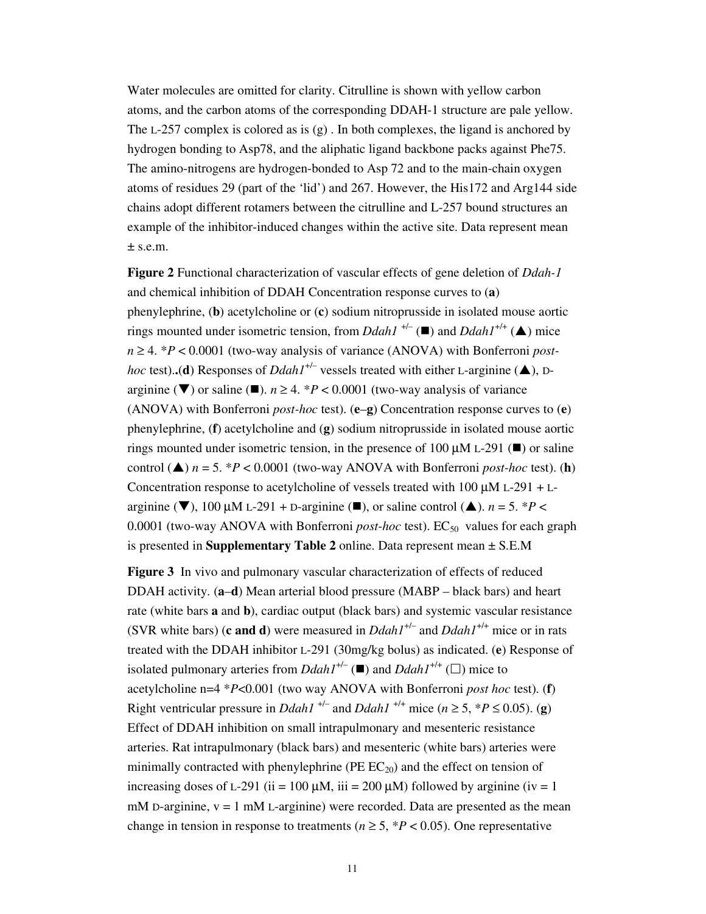Water molecules are omitted for clarity. Citrulline is shown with yellow carbon atoms, and the carbon atoms of the corresponding DDAH-1 structure are pale yellow. The L-257 complex is colored as is (g) . In both complexes, the ligand is anchored by hydrogen bonding to Asp78, and the aliphatic ligand backbone packs against Phe75. The amino-nitrogens are hydrogen-bonded to Asp 72 and to the main-chain oxygen atoms of residues 29 (part of the 'lid') and 267. However, the His172 and Arg144 side chains adopt different rotamers between the citrulline and L-257 bound structures an example of the inhibitor-induced changes within the active site. Data represent mean ± s.e.m.

**Figure 2** Functional characterization of vascular effects of gene deletion of *Ddah-1* and chemical inhibition of DDAH Concentration response curves to (**a**) phenylephrine, (**b**) acetylcholine or (**c**) sodium nitroprusside in isolated mouse aortic rings mounted under isometric tension, from *Ddah1* $^{+/-}$ (■) and *Ddah1*$^{+/+}$ (▲) mice $n \geq 4$. \**P* < 0.0001 (two-way analysis of variance (ANOVA) with Bonferroni *post-hoc* test)**.**(**d**) Responses of *Ddah1*$^{+/-}$ vessels treated with either L-arginine (▲), D-arginine (▼) or saline (■). $n \geq 4$. \**P* < 0.0001 (two-way analysis of variance (ANOVA) with Bonferroni *post-hoc* test). (**e**–**g**) Concentration response curves to (**e**) phenylephrine, (**f**) acetylcholine and (**g**) sodium nitroprusside in isolated mouse aortic rings mounted under isometric tension, in the presence of 100 μM L-291 (■) or saline control (▲) $n = 5$. \**P* < 0.0001 (two-way ANOVA with Bonferroni *post-hoc* test). (**h**) Concentration response to acetylcholine of vessels treated with 100 μM L-291 + L-arginine (▼), 100 μM L-291 + D-arginine (■), or saline control (▲). $n = 5$. \**P* < 0.0001 (two-way ANOVA with Bonferroni *post-hoc* test). $EC_{50}$ values for each graph is presented in **Supplementary Table 2** online. Data represent mean ± S.E.M

**Figure 3** In vivo and pulmonary vascular characterization of effects of reduced DDAH activity. (**a**–**d**) Mean arterial blood pressure (MABP – black bars) and heart rate (white bars **a** and **b**), cardiac output (black bars) and systemic vascular resistance (SVR white bars) (**c and d**) were measured in *Ddah1*$^{+/-}$ and *Ddah1*$^{+/+}$ mice or in rats treated with the DDAH inhibitor L-291 (30mg/kg bolus) as indicated. (**e**) Response of isolated pulmonary arteries from *Ddah1*$^{+/-}$ (■) and *Ddah1*$^{+/+}$ (□) mice to acetylcholine n=4 \**P*<0.001 (two way ANOVA with Bonferroni *post hoc* test). (**f**) Right ventricular pressure in *Ddah1* $^{+/-}$ and *Ddah1* $^{+/+}$ mice ($n \geq 5$, \**P* ≤ 0.05). (**g**) Effect of DDAH inhibition on small intrapulmonary and mesenteric resistance arteries. Rat intrapulmonary (black bars) and mesenteric (white bars) arteries were minimally contracted with phenylephrine (PE $EC_{20}$) and the effect on tension of increasing doses of L-291 (ii = 100 μM, iii = 200 μM) followed by arginine (iv = 1 mM D-arginine, v = 1 mM L-arginine) were recorded. Data are presented as the mean change in tension in response to treatments ($n \geq 5$, \**P* < 0.05). One representative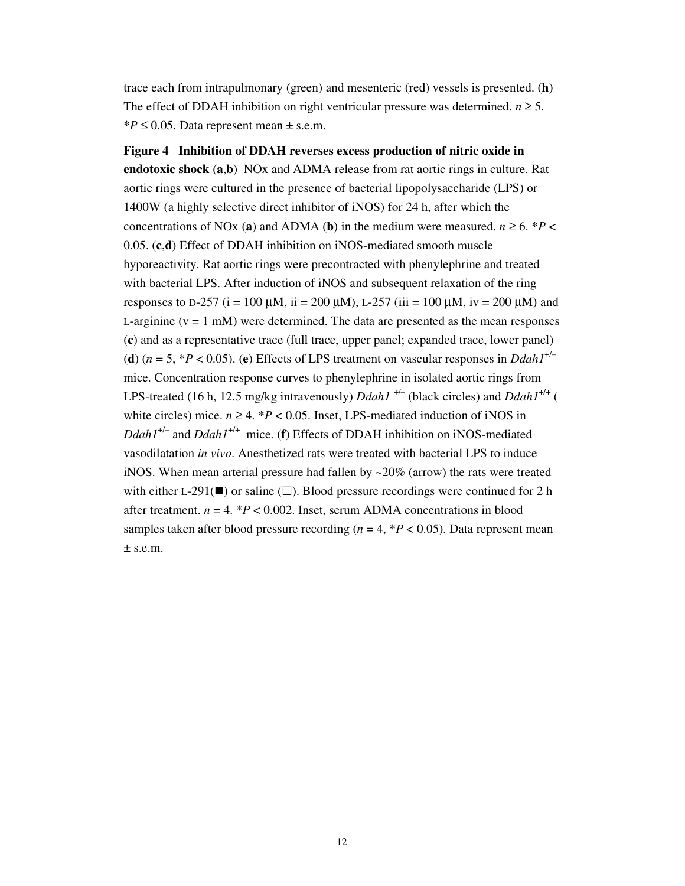trace each from intrapulmonary (green) and mesenteric (red) vessels is presented. (**h**) The effect of DDAH inhibition on right ventricular pressure was determined. $n \geq 5$. $^*P \leq 0.05$. Data represent mean ± s.e.m.

**Figure 4 Inhibition of DDAH reverses excess production of nitric oxide in endotoxic shock** (**a**,**b**) NOx and ADMA release from rat aortic rings in culture. Rat aortic rings were cultured in the presence of bacterial lipopolysaccharide (LPS) or 1400W (a highly selective direct inhibitor of iNOS) for 24 h, after which the concentrations of NOx (**a**) and ADMA (**b**) in the medium were measured. $n \geq 6$. $^*P < 0.05$. (**c**,**d**) Effect of DDAH inhibition on iNOS-mediated smooth muscle hyporeactivity. Rat aortic rings were precontracted with phenylephrine and treated with bacterial LPS. After induction of iNOS and subsequent relaxation of the ring responses to D-257 (i = 100 μM, ii = 200 μM), L-257 (iii = 100 μM, iv = 200 μM) and L-arginine (v = 1 mM) were determined. The data are presented as the mean responses (**c**) and as a representative trace (full trace, upper panel; expanded trace, lower panel) (**d**) ($n = 5$, $^*P < 0.05$). (**e**) Effects of LPS treatment on vascular responses in *Ddah1*$^{+/-}$ mice. Concentration response curves to phenylephrine in isolated aortic rings from LPS-treated (16 h, 12.5 mg/kg intravenously) *Ddah1* $^{+/-}$ (black circles) and *Ddah1*$^{+/+}$ (white circles) mice. $n \geq 4$. $^*P < 0.05$. Inset, LPS-mediated induction of iNOS in *Ddah1*$^{+/-}$ and *Ddah1*$^{+/+}$ mice. (**f**) Effects of DDAH inhibition on iNOS-mediated vasodilatation *in vivo*. Anesthetized rats were treated with bacterial LPS to induce iNOS. When mean arterial pressure had fallen by ~20% (arrow) the rats were treated with either L-291(■) or saline (□). Blood pressure recordings were continued for 2 h after treatment. $n = 4$. $^*P < 0.002$. Inset, serum ADMA concentrations in blood samples taken after blood pressure recording ($n = 4$, $^*P < 0.05$). Data represent mean ± s.e.m.